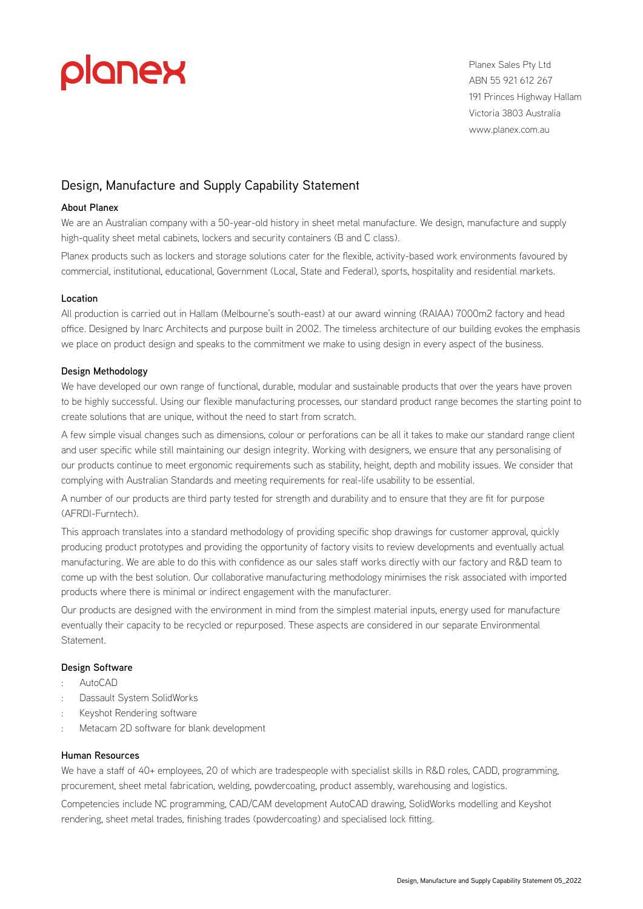planex

Planex Sales Pty Ltd
ABN 55 921 612 267
191 Princes Highway Hallam
Victoria 3803 Australia
www.planex.com.au

# Design, Manufacture and Supply Capability Statement

### About Planex

We are an Australian company with a 50-year-old history in sheet metal manufacture. We design, manufacture and supply high-quality sheet metal cabinets, lockers and security containers (B and C class).

Planex products such as lockers and storage solutions cater for the flexible, activity-based work environments favoured by commercial, institutional, educational, Government (Local, State and Federal), sports, hospitality and residential markets.

### Location

All production is carried out in Hallam (Melbourne's south-east) at our award winning (RAIAA) 7000m2 factory and head office. Designed by Inarc Architects and purpose built in 2002. The timeless architecture of our building evokes the emphasis we place on product design and speaks to the commitment we make to using design in every aspect of the business.

### Design Methodology

We have developed our own range of functional, durable, modular and sustainable products that over the years have proven to be highly successful. Using our flexible manufacturing processes, our standard product range becomes the starting point to create solutions that are unique, without the need to start from scratch.

A few simple visual changes such as dimensions, colour or perforations can be all it takes to make our standard range client and user specific while still maintaining our design integrity. Working with designers, we ensure that any personalising of our products continue to meet ergonomic requirements such as stability, height, depth and mobility issues. We consider that complying with Australian Standards and meeting requirements for real-life usability to be essential.

A number of our products are third party tested for strength and durability and to ensure that they are fit for purpose (AFRDI-Furntech).

This approach translates into a standard methodology of providing specific shop drawings for customer approval, quickly producing product prototypes and providing the opportunity of factory visits to review developments and eventually actual manufacturing. We are able to do this with confidence as our sales staff works directly with our factory and R&D team to come up with the best solution. Our collaborative manufacturing methodology minimises the risk associated with imported products where there is minimal or indirect engagement with the manufacturer.

Our products are designed with the environment in mind from the simplest material inputs, energy used for manufacture eventually their capacity to be recycled or repurposed. These aspects are considered in our separate Environmental Statement.

### Design Software

- AutoCAD
- Dassault System SolidWorks
- Keyshot Rendering software
- Metacam 2D software for blank development

### Human Resources

We have a staff of 40+ employees, 20 of which are tradespeople with specialist skills in R&D roles, CADD, programming, procurement, sheet metal fabrication, welding, powdercoating, product assembly, warehousing and logistics.

Competencies include NC programming, CAD/CAM development AutoCAD drawing, SolidWorks modelling and Keyshot rendering, sheet metal trades, finishing trades (powdercoating) and specialised lock fitting.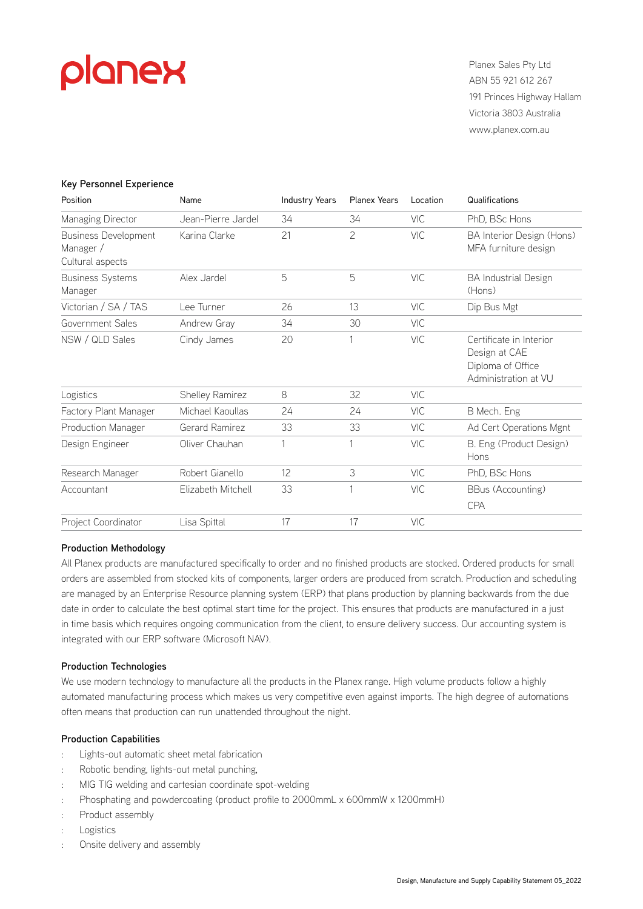planex

Planex Sales Pty Ltd
ABN 55 921 612 267
191 Princes Highway Hallam
Victoria 3803 Australia
www.planex.com.au

**Key Personnel Experience**

| Position | Name | Industry Years | Planex Years | Location | Qualifications |
|---|---|---|---|---|---|
| Managing Director | Jean-Pierre Jardel | 34 | 34 | VIC | PhD, BSc Hons |
| Business Development Manager / Cultural aspects | Karina Clarke | 21 | 2 | VIC | BA Interior Design (Hons) MFA furniture design |
| Business Systems Manager | Alex Jardel | 5 | 5 | VIC | BA Industrial Design (Hons) |
| Victorian / SA / TAS | Lee Turner | 26 | 13 | VIC | Dip Bus Mgt |
| Government Sales | Andrew Gray | 34 | 30 | VIC | |
| NSW / QLD Sales | Cindy James | 20 | 1 | VIC | Certificate in Interior Design at CAE Diploma of Office Administration at VU |
| Logistics | Shelley Ramirez | 8 | 32 | VIC | |
| Factory Plant Manager | Michael Kaoullas | 24 | 24 | VIC | B Mech. Eng |
| Production Manager | Gerard Ramirez | 33 | 33 | VIC | Ad Cert Operations Mgnt |
| Design Engineer | Oliver Chauhan | 1 | 1 | VIC | B. Eng (Product Design) Hons |
| Research Manager | Robert Gianello | 12 | 3 | VIC | PhD, BSc Hons |
| Accountant | Elizabeth Mitchell | 33 | 1 | VIC | BBus (Accounting) CPA |
| Project Coordinator | Lisa Spittal | 17 | 17 | VIC | |

**Production Methodology**

All Planex products are manufactured specifically to order and no finished products are stocked. Ordered products for small orders are assembled from stocked kits of components, larger orders are produced from scratch. Production and scheduling are managed by an Enterprise Resource planning system (ERP) that plans production by planning backwards from the due date in order to calculate the best optimal start time for the project. This ensures that products are manufactured in a just in time basis which requires ongoing communication from the client, to ensure delivery success. Our accounting system is integrated with our ERP software (Microsoft NAV).

**Production Technologies**

We use modern technology to manufacture all the products in the Planex range. High volume products follow a highly automated manufacturing process which makes us very competitive even against imports. The high degree of automations often means that production can run unattended throughout the night.

**Production Capabilities**

- Lights-out automatic sheet metal fabrication
- Robotic bending, lights-out metal punching,
- MIG TIG welding and cartesian coordinate spot-welding
- Phosphating and powdercoating (product profile to 2000mmL x 600mmW x 1200mmH)
- Product assembly
- Logistics
- Onsite delivery and assembly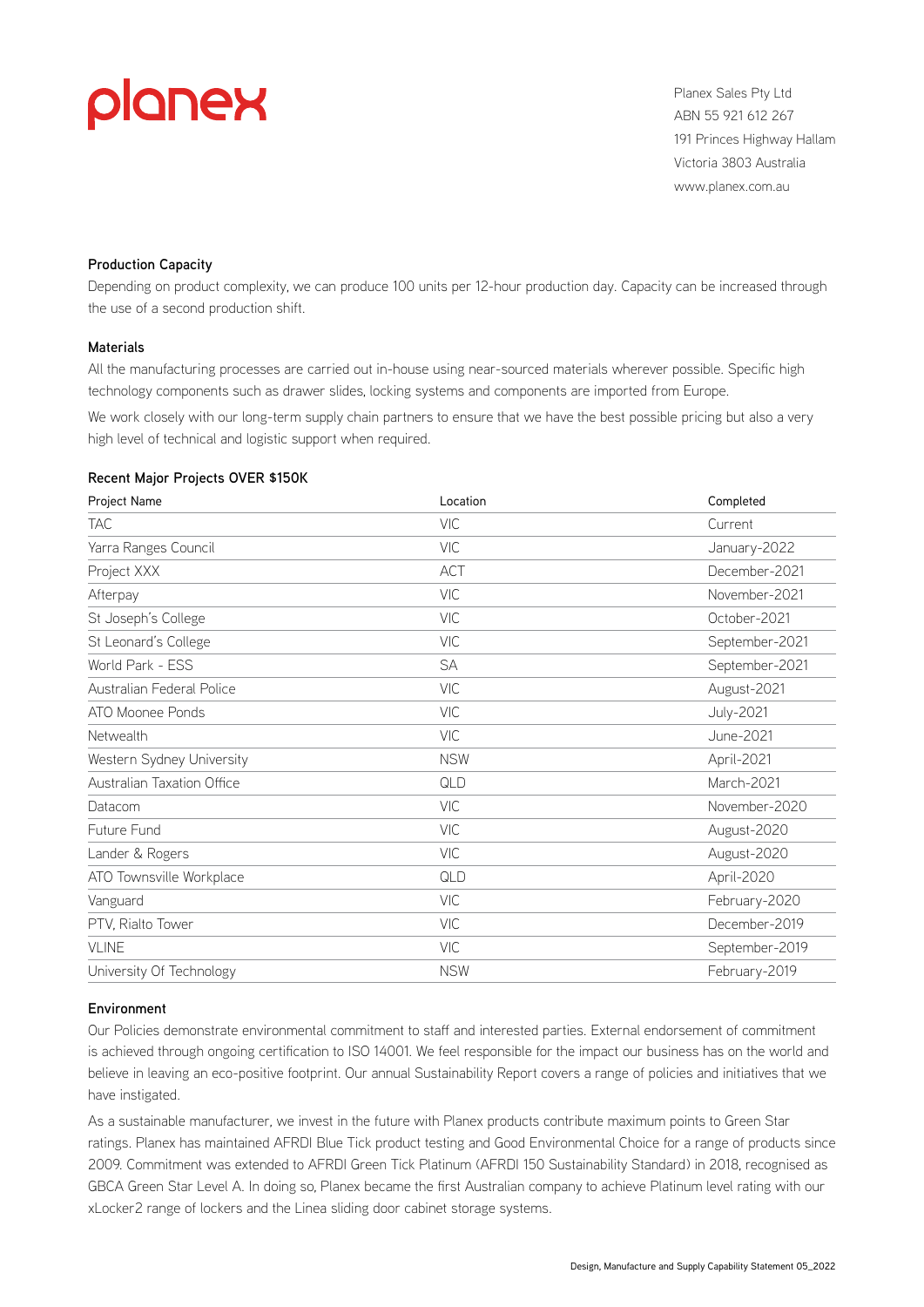planex

Planex Sales Pty Ltd
ABN 55 921 612 267
191 Princes Highway Hallam
Victoria 3803 Australia
www.planex.com.au

### Production Capacity

Depending on product complexity, we can produce 100 units per 12-hour production day. Capacity can be increased through the use of a second production shift.

### Materials

All the manufacturing processes are carried out in-house using near-sourced materials wherever possible. Specific high technology components such as drawer slides, locking systems and components are imported from Europe.

We work closely with our long-term supply chain partners to ensure that we have the best possible pricing but also a very high level of technical and logistic support when required.

### Recent Major Projects OVER $150K

| Project Name | Location | Completed |
|---|---|---|
| TAC | VIC | Current |
| Yarra Ranges Council | VIC | January-2022 |
| Project XXX | ACT | December-2021 |
| Afterpay | VIC | November-2021 |
| St Joseph's College | VIC | October-2021 |
| St Leonard's College | VIC | September-2021 |
| World Park - ESS | SA | September-2021 |
| Australian Federal Police | VIC | August-2021 |
| ATO Moonee Ponds | VIC | July-2021 |
| Netwealth | VIC | June-2021 |
| Western Sydney University | NSW | April-2021 |
| Australian Taxation Office | QLD | March-2021 |
| Datacom | VIC | November-2020 |
| Future Fund | VIC | August-2020 |
| Lander & Rogers | VIC | August-2020 |
| ATO Townsville Workplace | QLD | April-2020 |
| Vanguard | VIC | February-2020 |
| PTV, Rialto Tower | VIC | December-2019 |
| VLINE | VIC | September-2019 |
| University Of Technology | NSW | February-2019 |

### Environment

Our Policies demonstrate environmental commitment to staff and interested parties. External endorsement of commitment is achieved through ongoing certification to ISO 14001. We feel responsible for the impact our business has on the world and believe in leaving an eco-positive footprint. Our annual Sustainability Report covers a range of policies and initiatives that we have instigated.

As a sustainable manufacturer, we invest in the future with Planex products contribute maximum points to Green Star ratings. Planex has maintained AFRDI Blue Tick product testing and Good Environmental Choice for a range of products since 2009. Commitment was extended to AFRDI Green Tick Platinum (AFRDI 150 Sustainability Standard) in 2018, recognised as GBCA Green Star Level A. In doing so, Planex became the first Australian company to achieve Platinum level rating with our xLocker2 range of lockers and the Linea sliding door cabinet storage systems.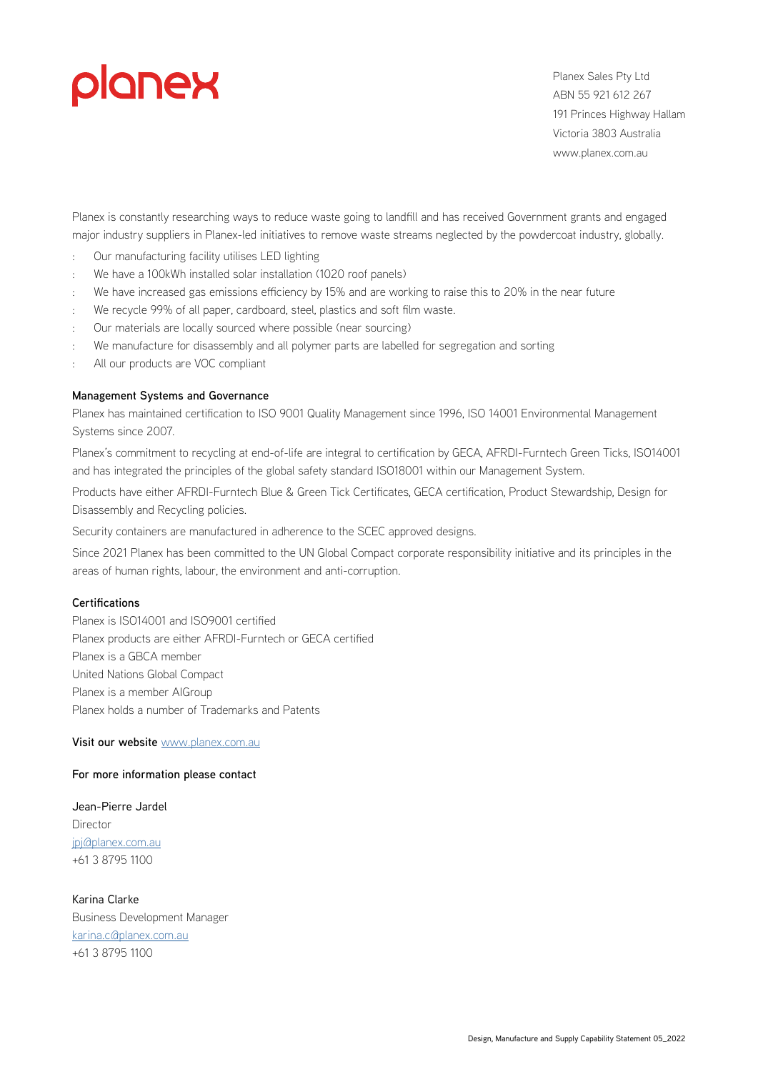# planex

Planex Sales Pty Ltd
ABN 55 921 612 267
191 Princes Highway Hallam
Victoria 3803 Australia
www.planex.com.au

Planex is constantly researching ways to reduce waste going to landfill and has received Government grants and engaged major industry suppliers in Planex-led initiatives to remove waste streams neglected by the powdercoat industry, globally.

- Our manufacturing facility utilises LED lighting
- We have a 100kWh installed solar installation (1020 roof panels)
- We have increased gas emissions efficiency by 15% and are working to raise this to 20% in the near future
- We recycle 99% of all paper, cardboard, steel, plastics and soft film waste.
- Our materials are locally sourced where possible (near sourcing)
- We manufacture for disassembly and all polymer parts are labelled for segregation and sorting
- All our products are VOC compliant

**Management Systems and Governance**

Planex has maintained certification to ISO 9001 Quality Management since 1996, ISO 14001 Environmental Management Systems since 2007.

Planex's commitment to recycling at end-of-life are integral to certification by GECA, AFRDI-Furntech Green Ticks, ISO14001 and has integrated the principles of the global safety standard ISO18001 within our Management System.

Products have either AFRDI-Furntech Blue & Green Tick Certificates, GECA certification, Product Stewardship, Design for Disassembly and Recycling policies.

Security containers are manufactured in adherence to the SCEC approved designs.

Since 2021 Planex has been committed to the UN Global Compact corporate responsibility initiative and its principles in the areas of human rights, labour, the environment and anti-corruption.

**Certifications**

Planex is ISO14001 and ISO9001 certified
Planex products are either AFRDI-Furntech or GECA certified
Planex is a GBCA member
United Nations Global Compact
Planex is a member AIGroup
Planex holds a number of Trademarks and Patents

**Visit our website** www.planex.com.au

**For more information please contact**

Jean-Pierre Jardel
Director
jpj@planex.com.au
+61 3 8795 1100

Karina Clarke
Business Development Manager
karina.c@planex.com.au
+61 3 8795 1100

Design, Manufacture and Supply Capability Statement 05_2022